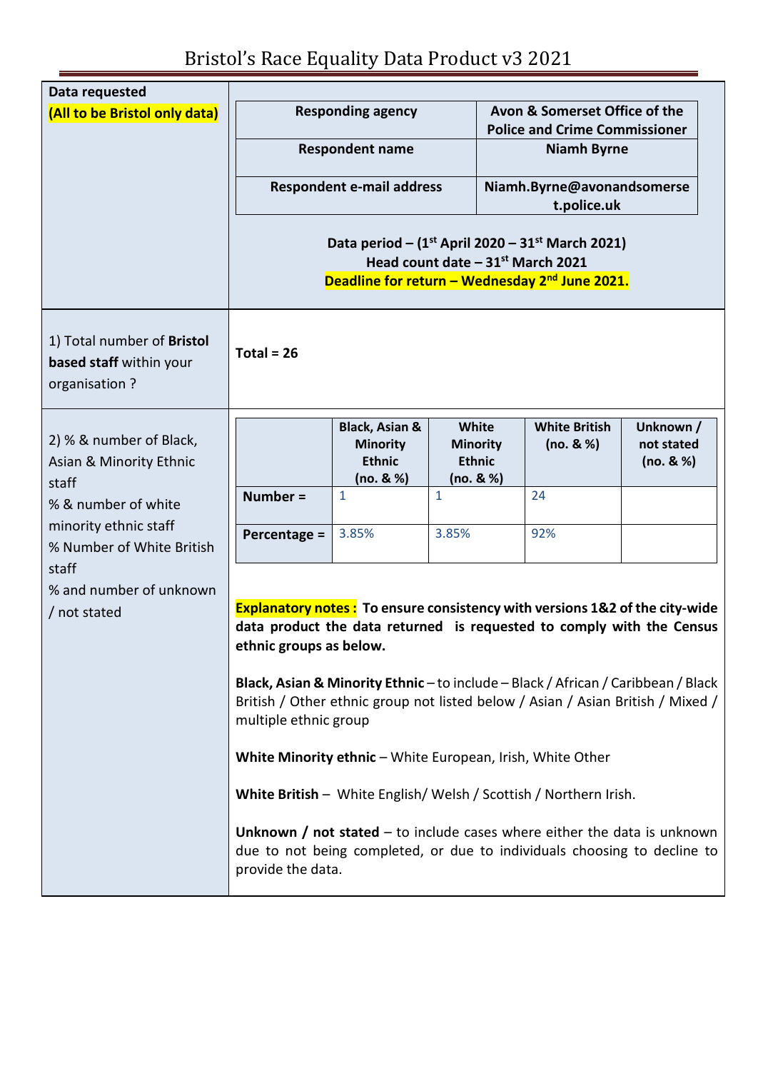# Bristol's Race Equality Data Product v3 2021

**Data requested**

**(All to be Bristol only data)**

| | |
|---|---|
| **Responding agency** | **Avon & Somerset Office of the Police and Crime Commissioner** |
| **Respondent name** | **Niamh Byrne** |
| **Respondent e-mail address** | **Niamh.Byrne@avonandsomerset.police.uk** |

**Data period – (1st April 2020 – 31st March 2021)**
**Head count date – 31st March 2021**
**Deadline for return – Wednesday 2nd June 2021.**

1) Total number of **Bristol based staff** within your organisation ?

**Total = 26**

2) % & number of Black, Asian & Minority Ethnic staff
% & number of white minority ethnic staff
% Number of White British staff
% and number of unknown / not stated

| | Black, Asian & Minority Ethnic (no. & %) | White Minority Ethnic (no. & %) | White British (no. & %) | Unknown / not stated (no. & %) |
|---|---|---|---|---|
| **Number =** | 1 | 1 | 24 | |
| **Percentage =** | 3.85% | 3.85% | 92% | |

**Explanatory notes : To ensure consistency with versions 1&2 of the city-wide data product the data returned is requested to comply with the Census ethnic groups as below.**

**Black, Asian & Minority Ethnic** – to include – Black / African / Caribbean / Black British / Other ethnic group not listed below / Asian / Asian British / Mixed / multiple ethnic group

**White Minority ethnic** – White European, Irish, White Other

**White British** – White English/ Welsh / Scottish / Northern Irish.

**Unknown / not stated** – to include cases where either the data is unknown due to not being completed, or due to individuals choosing to decline to provide the data.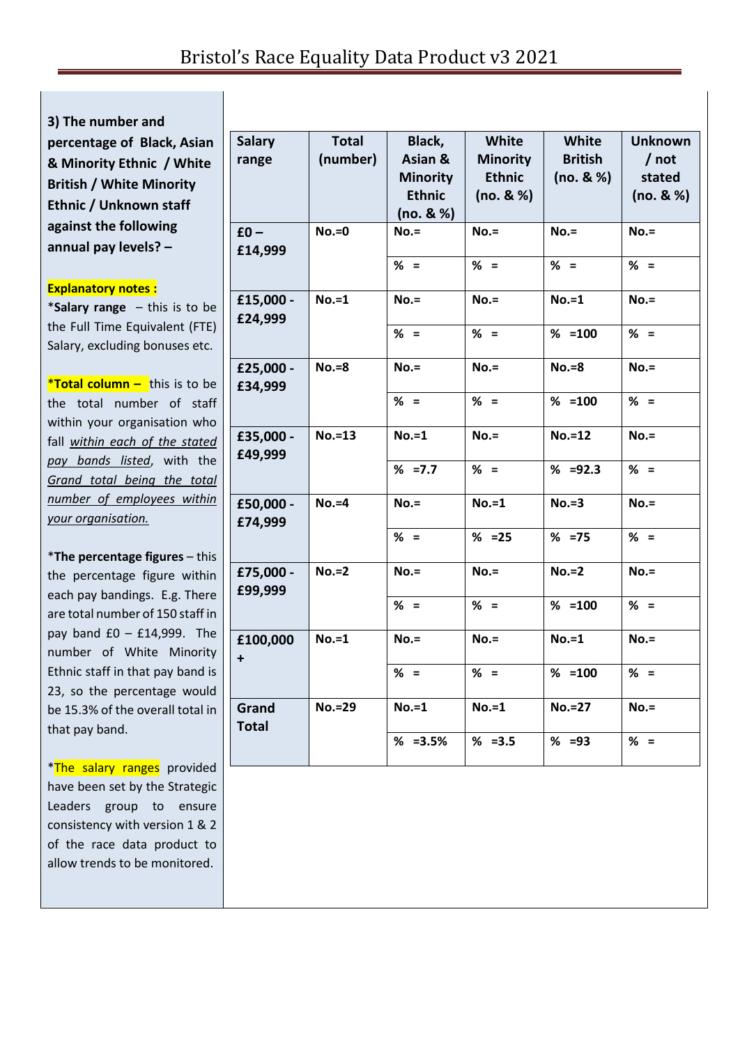**3) The number and percentage of Black, Asian & Minority Ethnic / White British / White Minority Ethnic / Unknown staff against the following annual pay levels? –**

**Explanatory notes :**

***Salary range** – this is to be the Full Time Equivalent (FTE) Salary, excluding bonuses etc.

***Total column –** this is to be the total number of staff within your organisation who fall *within each of the stated pay bands listed*, with the *Grand total being the total number of employees within your organisation.*

***The percentage figures** – this the percentage figure within each pay bandings. E.g. There are total number of 150 staff in pay band £0 – £14,999. The number of White Minority Ethnic staff in that pay band is 23, so the percentage would be 15.3% of the overall total in that pay band.

*The salary ranges provided have been set by the Strategic Leaders group to ensure consistency with version 1 & 2 of the race data product to allow trends to be monitored.

| Salary range | Total (number) | Black, Asian & Minority Ethnic (no. & %) | White Minority Ethnic (no. & %) | White British (no. & %) | Unknown / not stated (no. & %) |
|---|---|---|---|---|---|
| £0 – £14,999 | No.=0 | No.= | No.= | No.= | No.= |
| | | % = | % = | % = | % = |
| £15,000 - £24,999 | No.=1 | No.= | No.= | No.=1 | No.= |
| | | % = | % = | % =100 | % = |
| £25,000 - £34,999 | No.=8 | No.= | No.= | No.=8 | No.= |
| | | % = | % = | % =100 | % = |
| £35,000 - £49,999 | No.=13 | No.=1 | No.= | No.=12 | No.= |
| | | % =7.7 | % = | % =92.3 | % = |
| £50,000 - £74,999 | No.=4 | No.= | No.=1 | No.=3 | No.= |
| | | % = | % =25 | % =75 | % = |
| £75,000 - £99,999 | No.=2 | No.= | No.= | No.=2 | No.= |
| | | % = | % = | % =100 | % = |
| £100,000 + | No.=1 | No.= | No.= | No.=1 | No.= |
| | | % = | % = | % =100 | % = |
| Grand Total | No.=29 | No.=1 | No.=1 | No.=27 | No.= |
| | | % =3.5% | % =3.5 | % =93 | % = |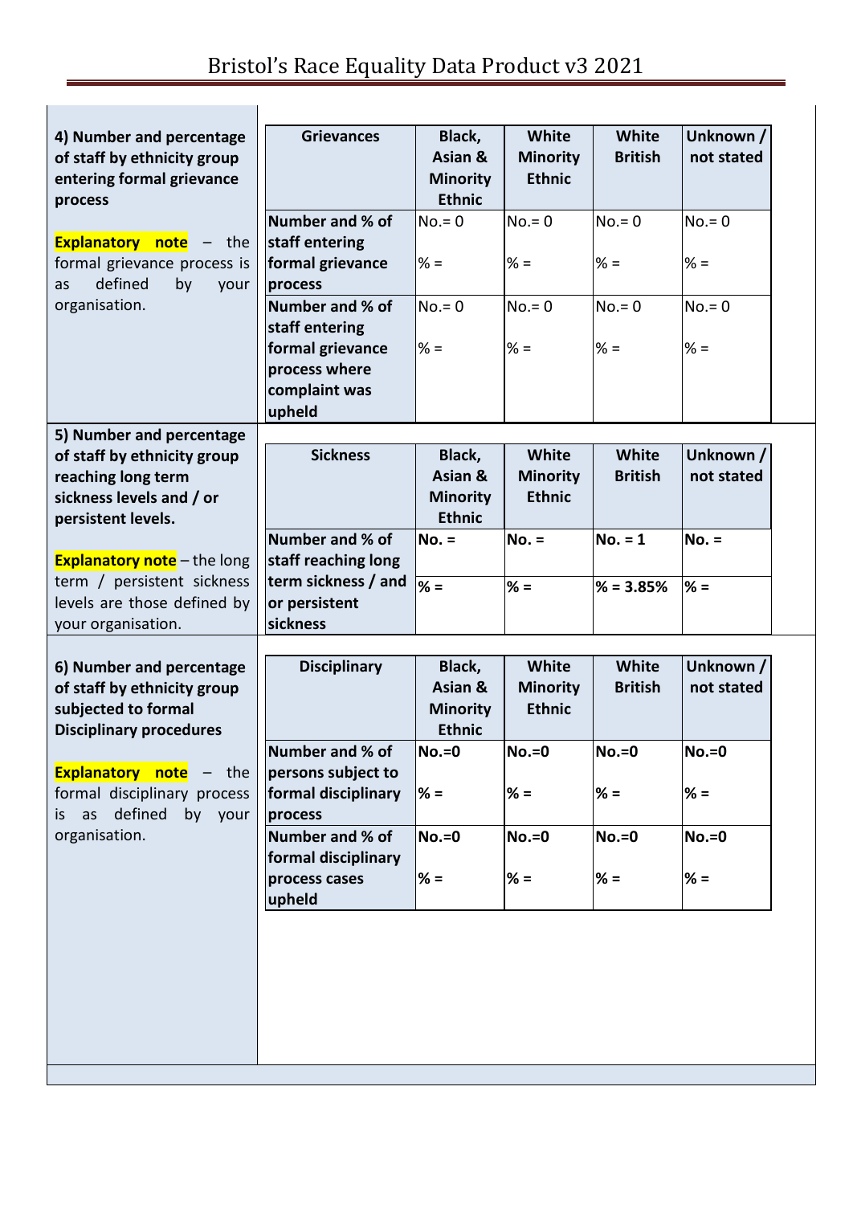**4) Number and percentage of staff by ethnicity group entering formal grievance process**

**Explanatory note** – the formal grievance process is as defined by your organisation.

| Grievances | Black, Asian & Minority Ethnic | White Minority Ethnic | White British | Unknown / not stated |
|---|---|---|---|---|
| **Number and % of staff entering formal grievance process** | No.= 0<br>% = | No.= 0<br>% = | No.= 0<br>% = | No.= 0<br>% = |
| **Number and % of staff entering formal grievance process where complaint was upheld** | No.= 0<br>% = | No.= 0<br>% = | No.= 0<br>% = | No.= 0<br>% = |

**5) Number and percentage of staff by ethnicity group reaching long term sickness levels and / or persistent levels.**

**Explanatory note** – the long term / persistent sickness levels are those defined by your organisation.

| Sickness | Black, Asian & Minority Ethnic | White Minority Ethnic | White British | Unknown / not stated |
|---|---|---|---|---|
| **Number and % of staff reaching long term sickness / and or persistent sickness** | **No. =**<br>**% =** | **No. =**<br>**% =** | **No. = 1**<br>**% = 3.85%** | **No. =**<br>**% =** |

**6) Number and percentage of staff by ethnicity group subjected to formal Disciplinary procedures**

**Explanatory note** – the formal disciplinary process is as defined by your organisation.

| Disciplinary | Black, Asian & Minority Ethnic | White Minority Ethnic | White British | Unknown / not stated |
|---|---|---|---|---|
| **Number and % of persons subject to formal disciplinary process** | **No.=0**<br>**% =** | **No.=0**<br>**% =** | **No.=0**<br>**% =** | **No.=0**<br>**% =** |
| **Number and % of formal disciplinary process cases upheld** | **No.=0**<br>**% =** | **No.=0**<br>**% =** | **No.=0**<br>**% =** | **No.=0**<br>**% =** |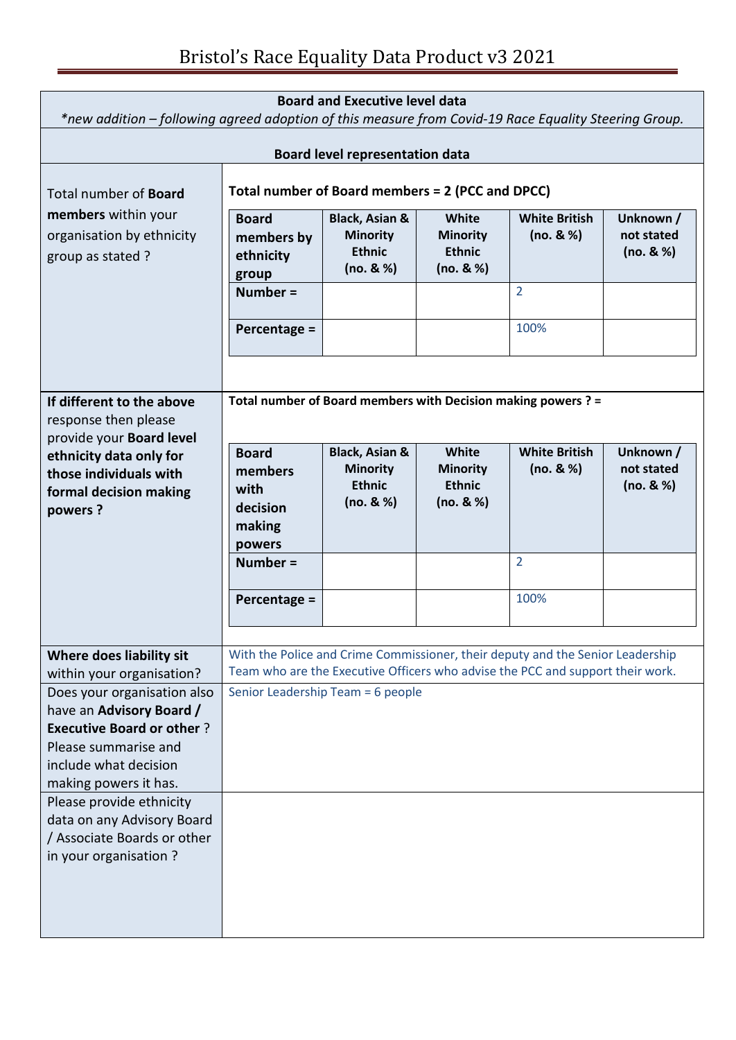# Bristol's Race Equality Data Product v3 2021

## Board and Executive level data

*\*new addition – following agreed adoption of this measure from Covid-19 Race Equality Steering Group.*

### Board level representation data

**Total number of Board members within your organisation by ethnicity group as stated ?**

**Total number of Board members = 2 (PCC and DPCC)**

| Board members by ethnicity group | Black, Asian & Minority Ethnic (no. & %) | White Minority Ethnic (no. & %) | White British (no. & %) | Unknown / not stated (no. & %) |
|---|---|---|---|---|
| Number = | | | 2 | |
| Percentage = | | | 100% | |

**If different to the above response then please provide your Board level ethnicity data only for those individuals with formal decision making powers ?**

**Total number of Board members with Decision making powers ? =**

| Board members with decision making powers | Black, Asian & Minority Ethnic (no. & %) | White Minority Ethnic (no. & %) | White British (no. & %) | Unknown / not stated (no. & %) |
|---|---|---|---|---|
| Number = | | | 2 | |
| Percentage = | | | 100% | |

| | |
|---|---|
| **Where does liability sit** within your organisation? | With the Police and Crime Commissioner, their deputy and the Senior Leadership Team who are the Executive Officers who advise the PCC and support their work. |
| Does your organisation also have an **Advisory Board / Executive Board or other** ? Please summarise and include what decision making powers it has. | Senior Leadership Team = 6 people |
| Please provide ethnicity data on any Advisory Board / Associate Boards or other in your organisation ? | |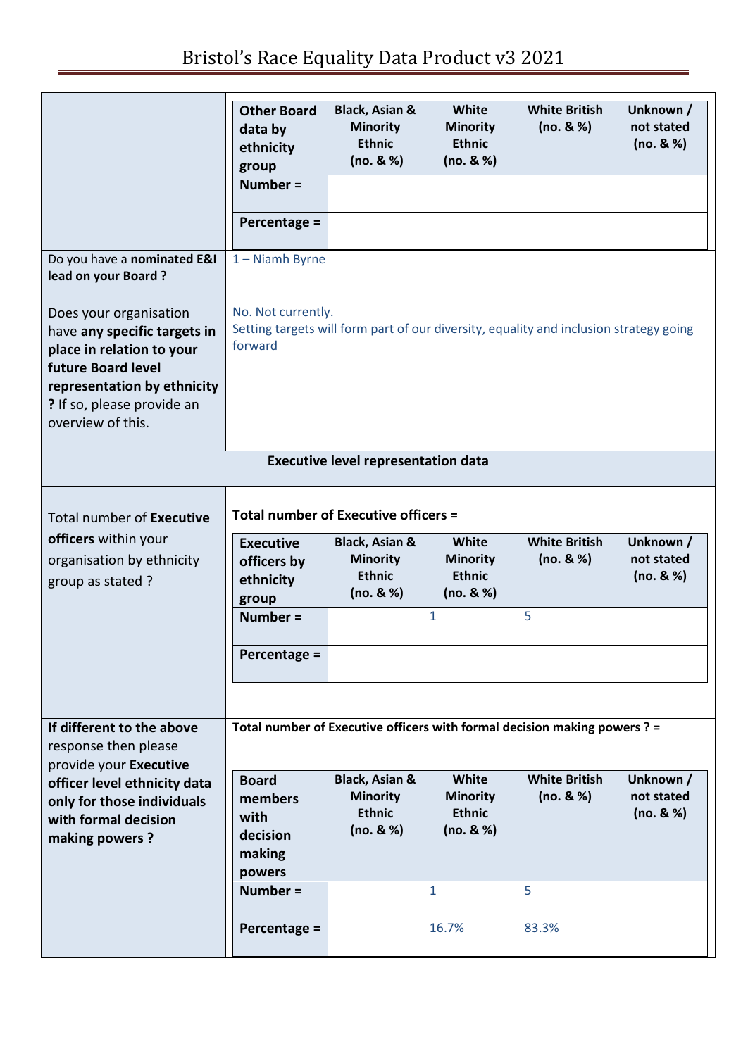# Bristol's Race Equality Data Product v3 2021

| Other Board data by ethnicity group | Black, Asian & Minority Ethnic (no. & %) | White Minority Ethnic (no. & %) | White British (no. & %) | Unknown / not stated (no. & %) |
|---|---|---|---|---|
| Number = | | | | |
| Percentage = | | | | |

Do you have a **nominated E&I lead on your Board ?**

1 – Niamh Byrne

Does your organisation have **any specific targets in place in relation to your future Board level representation by ethnicity ?** If so, please provide an overview of this.

No. Not currently.
Setting targets will form part of our diversity, equality and inclusion strategy going forward

## Executive level representation data

Total number of **Executive officers** within your organisation by ethnicity group as stated ?

**Total number of Executive officers =**

| Executive officers by ethnicity group | Black, Asian & Minority Ethnic (no. & %) | White Minority Ethnic (no. & %) | White British (no. & %) | Unknown / not stated (no. & %) |
|---|---|---|---|---|
| Number = | | 1 | 5 | |
| Percentage = | | | | |

**If different to the above** response then please provide your **Executive officer level ethnicity data only for those individuals with formal decision making powers ?**

**Total number of Executive officers with formal decision making powers ? =**

| Board members with decision making powers | Black, Asian & Minority Ethnic (no. & %) | White Minority Ethnic (no. & %) | White British (no. & %) | Unknown / not stated (no. & %) |
|---|---|---|---|---|
| Number = | | 1 | 5 | |
| Percentage = | | 16.7% | 83.3% | |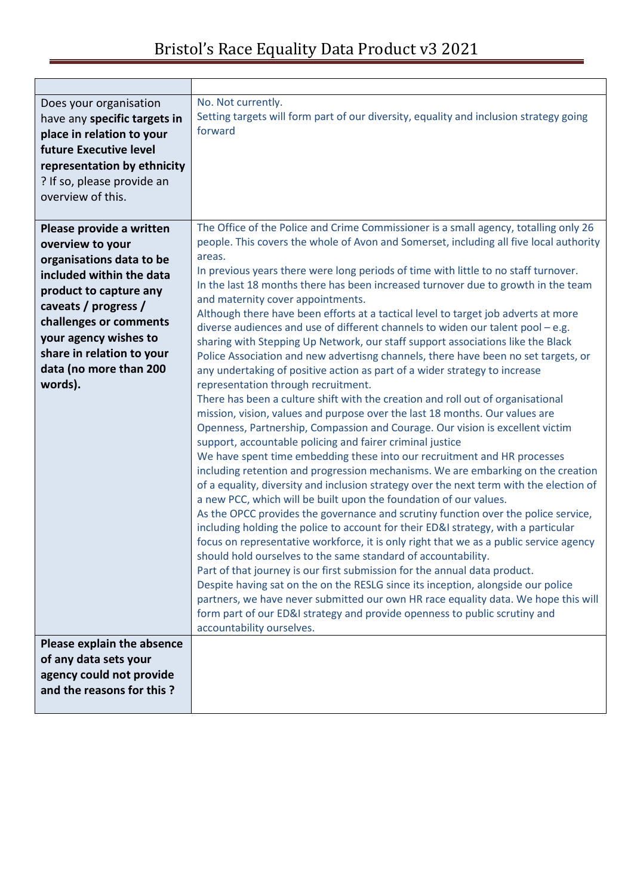| | |
|---|---|
| Does your organisation have any **specific targets in place in relation to your future Executive level representation by ethnicity** ? If so, please provide an overview of this. | No. Not currently.<br>Setting targets will form part of our diversity, equality and inclusion strategy going forward |
| **Please provide a written overview to your organisations data to be included within the data product to capture any caveats / progress / challenges or comments your agency wishes to share in relation to your data (no more than 200 words).** | The Office of the Police and Crime Commissioner is a small agency, totalling only 26 people. This covers the whole of Avon and Somerset, including all five local authority areas.<br>In previous years there were long periods of time with little to no staff turnover.<br>In the last 18 months there has been increased turnover due to growth in the team and maternity cover appointments.<br>Although there have been efforts at a tactical level to target job adverts at more diverse audiences and use of different channels to widen our talent pool – e.g. sharing with Stepping Up Network, our staff support associations like the Black Police Association and new advertisng channels, there have been no set targets, or any undertaking of positive action as part of a wider strategy to increase representation through recruitment.<br>There has been a culture shift with the creation and roll out of organisational mission, vision, values and purpose over the last 18 months. Our values are Openness, Partnership, Compassion and Courage. Our vision is excellent victim support, accountable policing and fairer criminal justice<br>We have spent time embedding these into our recruitment and HR processes including retention and progression mechanisms. We are embarking on the creation of a equality, diversity and inclusion strategy over the next term with the election of a new PCC, which will be built upon the foundation of our values.<br>As the OPCC provides the governance and scrutiny function over the police service, including holding the police to account for their ED&I strategy, with a particular focus on representative workforce, it is only right that we as a public service agency should hold ourselves to the same standard of accountability.<br>Part of that journey is our first submission for the annual data product.<br>Despite having sat on the on the RESLG since its inception, alongside our police partners, we have never submitted our own HR race equality data. We hope this will form part of our ED&I strategy and provide openness to public scrutiny and accountability ourselves. |
| **Please explain the absence of any data sets your agency could not provide and the reasons for this ?** | |